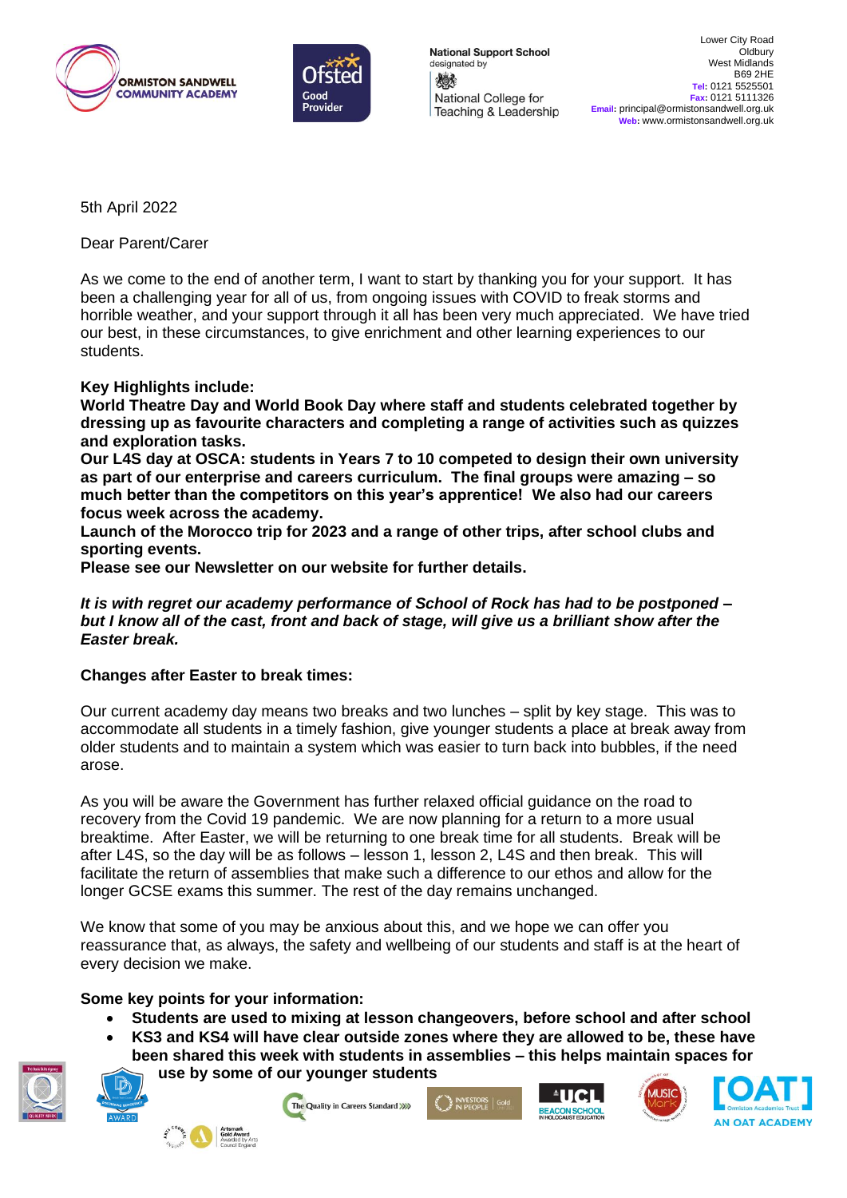National Support School designated by National College for Teaching & Leadership

Lower City Road
Oldbury
West Midlands
B69 2HE
**Tel:** 0121 5525501
**Fax:** 0121 5111326
**Email:** principal@ormistonsandwell.org.uk
**Web:** www.ormistonsandwell.org.uk

5th April 2022

Dear Parent/Carer

As we come to the end of another term, I want to start by thanking you for your support. It has been a challenging year for all of us, from ongoing issues with COVID to freak storms and horrible weather, and your support through it all has been very much appreciated. We have tried our best, in these circumstances, to give enrichment and other learning experiences to our students.

**Key Highlights include:**
**World Theatre Day and World Book Day where staff and students celebrated together by dressing up as favourite characters and completing a range of activities such as quizzes and exploration tasks.**
**Our L4S day at OSCA: students in Years 7 to 10 competed to design their own university as part of our enterprise and careers curriculum. The final groups were amazing – so much better than the competitors on this year's apprentice! We also had our careers focus week across the academy.**
**Launch of the Morocco trip for 2023 and a range of other trips, after school clubs and sporting events.**
**Please see our Newsletter on our website for further details.**

***It is with regret our academy performance of School of Rock has had to be postponed – but I know all of the cast, front and back of stage, will give us a brilliant show after the Easter break.***

**Changes after Easter to break times:**

Our current academy day means two breaks and two lunches – split by key stage. This was to accommodate all students in a timely fashion, give younger students a place at break away from older students and to maintain a system which was easier to turn back into bubbles, if the need arose.

As you will be aware the Government has further relaxed official guidance on the road to recovery from the Covid 19 pandemic. We are now planning for a return to a more usual breaktime. After Easter, we will be returning to one break time for all students. Break will be after L4S, so the day will be as follows – lesson 1, lesson 2, L4S and then break. This will facilitate the return of assemblies that make such a difference to our ethos and allow for the longer GCSE exams this summer. The rest of the day remains unchanged.

We know that some of you may be anxious about this, and we hope we can offer you reassurance that, as always, the safety and wellbeing of our students and staff is at the heart of every decision we make.

**Some key points for your information:**

- **Students are used to mixing at lesson changeovers, before school and after school**
- **KS3 and KS4 will have clear outside zones where they are allowed to be, these have been shared this week with students in assemblies – this helps maintain spaces for use by some of our younger students**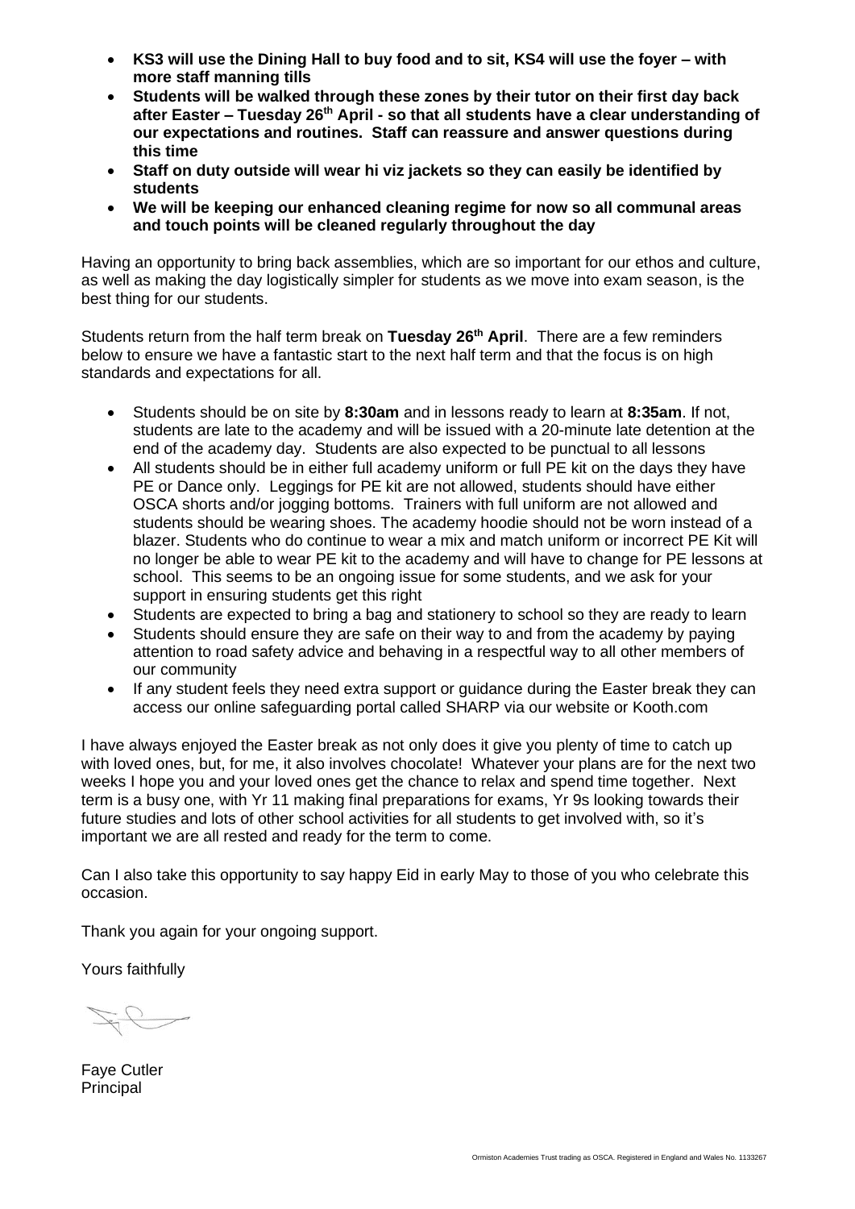- **KS3 will use the Dining Hall to buy food and to sit, KS4 will use the foyer – with more staff manning tills**
- **Students will be walked through these zones by their tutor on their first day back after Easter – Tuesday 26th April - so that all students have a clear understanding of our expectations and routines. Staff can reassure and answer questions during this time**
- **Staff on duty outside will wear hi viz jackets so they can easily be identified by students**
- **We will be keeping our enhanced cleaning regime for now so all communal areas and touch points will be cleaned regularly throughout the day**

Having an opportunity to bring back assemblies, which are so important for our ethos and culture, as well as making the day logistically simpler for students as we move into exam season, is the best thing for our students.

Students return from the half term break on **Tuesday 26th April**. There are a few reminders below to ensure we have a fantastic start to the next half term and that the focus is on high standards and expectations for all.

- Students should be on site by **8:30am** and in lessons ready to learn at **8:35am**. If not, students are late to the academy and will be issued with a 20-minute late detention at the end of the academy day. Students are also expected to be punctual to all lessons
- All students should be in either full academy uniform or full PE kit on the days they have PE or Dance only. Leggings for PE kit are not allowed, students should have either OSCA shorts and/or jogging bottoms. Trainers with full uniform are not allowed and students should be wearing shoes. The academy hoodie should not be worn instead of a blazer. Students who do continue to wear a mix and match uniform or incorrect PE Kit will no longer be able to wear PE kit to the academy and will have to change for PE lessons at school. This seems to be an ongoing issue for some students, and we ask for your support in ensuring students get this right
- Students are expected to bring a bag and stationery to school so they are ready to learn
- Students should ensure they are safe on their way to and from the academy by paying attention to road safety advice and behaving in a respectful way to all other members of our community
- If any student feels they need extra support or guidance during the Easter break they can access our online safeguarding portal called SHARP via our website or Kooth.com

I have always enjoyed the Easter break as not only does it give you plenty of time to catch up with loved ones, but, for me, it also involves chocolate! Whatever your plans are for the next two weeks I hope you and your loved ones get the chance to relax and spend time together. Next term is a busy one, with Yr 11 making final preparations for exams, Yr 9s looking towards their future studies and lots of other school activities for all students to get involved with, so it's important we are all rested and ready for the term to come.

Can I also take this opportunity to say happy Eid in early May to those of you who celebrate this occasion.

Thank you again for your ongoing support.

Yours faithfully

Faye Cutler
Principal

Ormiston Academies Trust trading as OSCA. Registered in England and Wales No. 1133267